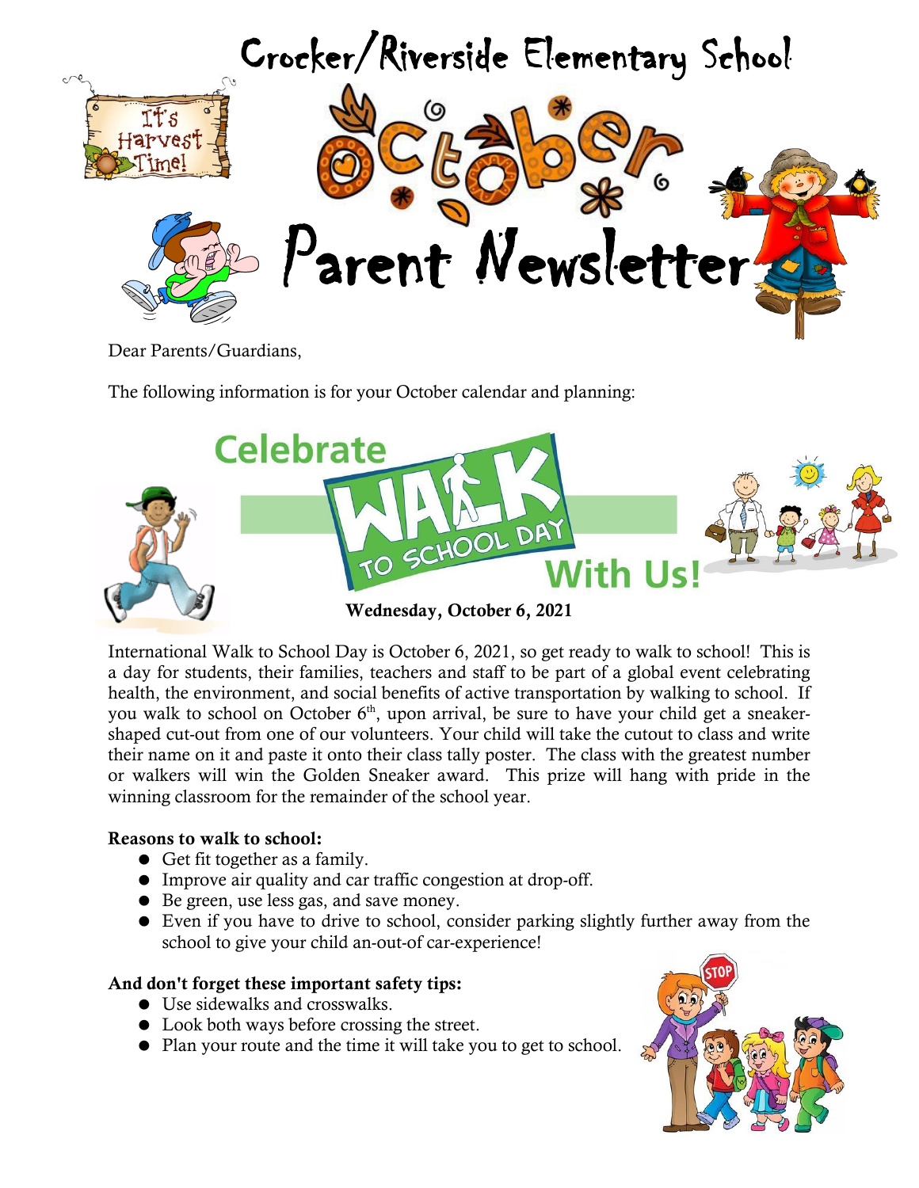# Crocker/Riverside Elementary School

It's Harvest Time!

# October Parent Newsletter

Dear Parents/Guardians,

The following information is for your October calendar and planning:

## Celebrate Walk to School Day With Us!

**Wednesday, October 6, 2021**

International Walk to School Day is October 6, 2021, so get ready to walk to school! This is a day for students, their families, teachers and staff to be part of a global event celebrating health, the environment, and social benefits of active transportation by walking to school. If you walk to school on October 6th, upon arrival, be sure to have your child get a sneaker-shaped cut-out from one of our volunteers. Your child will take the cutout to class and write their name on it and paste it onto their class tally poster. The class with the greatest number or walkers will win the Golden Sneaker award. This prize will hang with pride in the winning classroom for the remainder of the school year.

**Reasons to walk to school:**

- Get fit together as a family.
- Improve air quality and car traffic congestion at drop-off.
- Be green, use less gas, and save money.
- Even if you have to drive to school, consider parking slightly further away from the school to give your child an-out-of car-experience!

**And don't forget these important safety tips:**

- Use sidewalks and crosswalks.
- Look both ways before crossing the street.
- Plan your route and the time it will take you to get to school.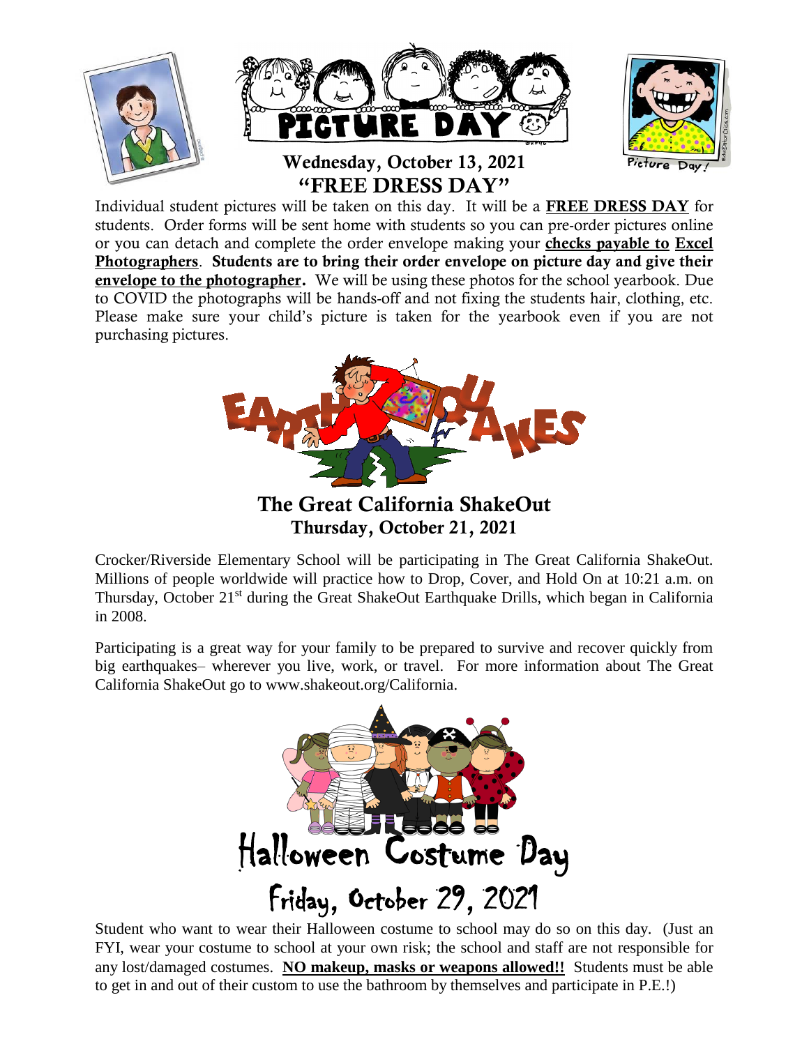## Wednesday, October 13, 2021
## "FREE DRESS DAY"

Individual student pictures will be taken on this day. It will be a **FREE DRESS DAY** for students. Order forms will be sent home with students so you can pre-order pictures online or you can detach and complete the order envelope making your **checks payable to Excel Photographers**. **Students are to bring their order envelope on picture day and give their envelope to the photographer.** We will be using these photos for the school yearbook. Due to COVID the photographs will be hands-off and not fixing the students hair, clothing, etc. Please make sure your child's picture is taken for the yearbook even if you are not purchasing pictures.

## The Great California ShakeOut
### Thursday, October 21, 2021

Crocker/Riverside Elementary School will be participating in The Great California ShakeOut. Millions of people worldwide will practice how to Drop, Cover, and Hold On at 10:21 a.m. on Thursday, October 21st during the Great ShakeOut Earthquake Drills, which began in California in 2008.

Participating is a great way for your family to be prepared to survive and recover quickly from big earthquakes– wherever you live, work, or travel. For more information about The Great California ShakeOut go to www.shakeout.org/California.

## Halloween Costume Day
### Friday, October 29, 2021

Student who want to wear their Halloween costume to school may do so on this day. (Just an FYI, wear your costume to school at your own risk; the school and staff are not responsible for any lost/damaged costumes. **NO makeup, masks or weapons allowed!!** Students must be able to get in and out of their custom to use the bathroom by themselves and participate in P.E.!)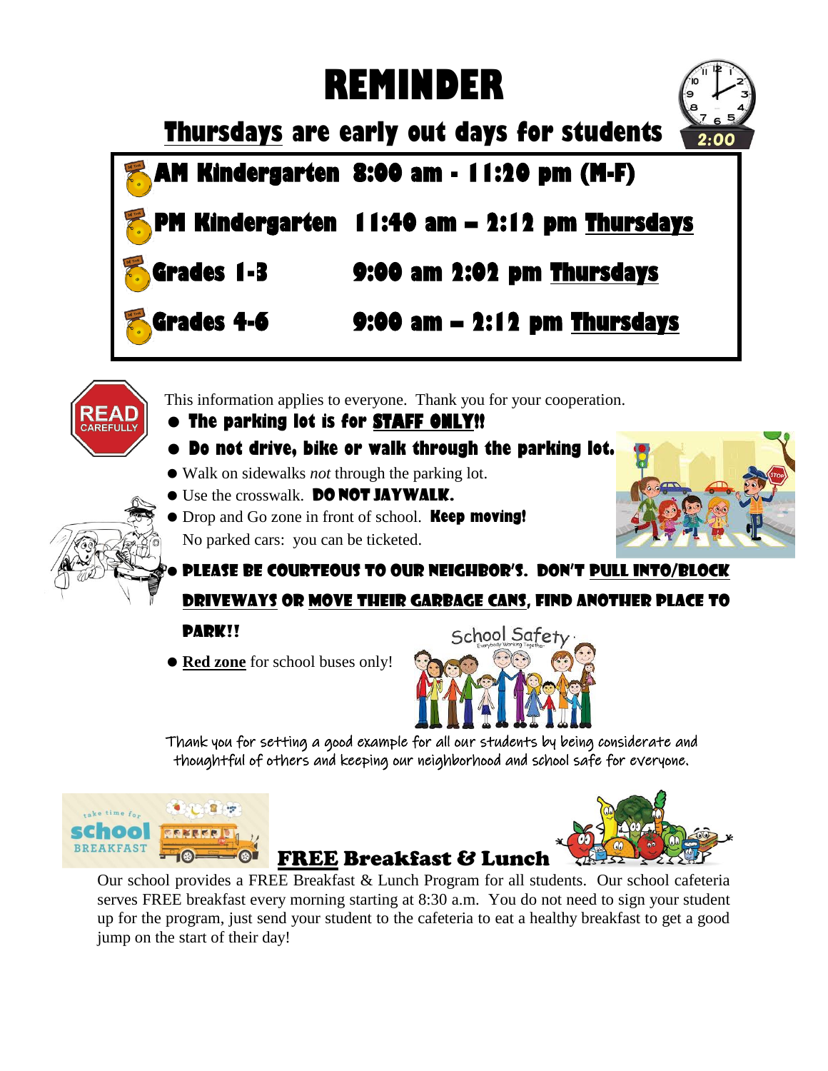# REMINDER

## <u>Thursdays</u> are early out days for students

| | |
|---|---|
| **AM Kindergarten** | **8:00 am - 11:20 pm (M-F)** |
| **PM Kindergarten** | **11:40 am – 2:12 pm <u>Thursdays</u>** |
| **Grades 1-3** | **9:00 am 2:02 pm <u>Thursdays</u>** |
| **Grades 4-6** | **9:00 am – 2:12 pm <u>Thursdays</u>** |

This information applies to everyone. Thank you for your cooperation.

- **The parking lot is for <u>STAFF ONLY!!</u>**
- **Do not drive, bike or walk through the parking lot.**
- Walk on sidewalks *not* through the parking lot.
- Use the crosswalk. **DO NOT JAYWALK.**
- Drop and Go zone in front of school. **Keep moving!** No parked cars: you can be ticketed.
- **PLEASE BE COURTEOUS TO OUR NEIGHBOR'S. DON'T <u>PULL INTO/BLOCK DRIVEWAYS</u> OR <u>MOVE THEIR GARBAGE CANS</u>, FIND ANOTHER PLACE TO PARK!!**
- **<u>Red zone</u>** for school buses only!

Thank you for setting a good example for all our students by being considerate and thoughtful of others and keeping our neighborhood and school safe for everyone.

## <u>FREE</u> Breakfast & Lunch

Our school provides a FREE Breakfast & Lunch Program for all students. Our school cafeteria serves FREE breakfast every morning starting at 8:30 a.m. You do not need to sign your student up for the program, just send your student to the cafeteria to eat a healthy breakfast to get a good jump on the start of their day!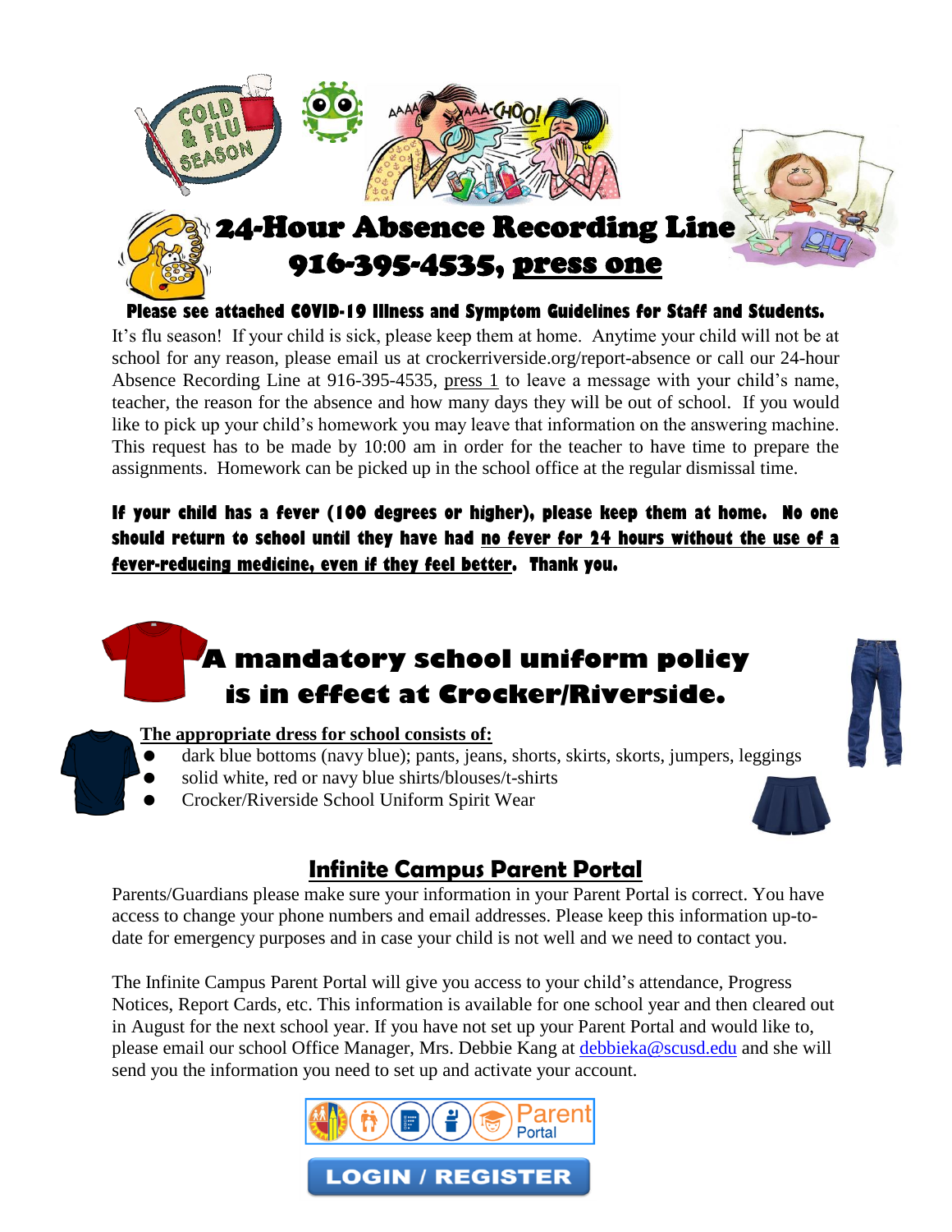# 24-Hour Absence Recording Line

## 916-395-4535, press one

**Please see attached COVID-19 Illness and Symptom Guidelines for Staff and Students.**

It's flu season! If your child is sick, please keep them at home. Anytime your child will not be at school for any reason, please email us at crockerriverside.org/report-absence or call our 24-hour Absence Recording Line at 916-395-4535, press 1 to leave a message with your child's name, teacher, the reason for the absence and how many days they will be out of school. If you would like to pick up your child's homework you may leave that information on the answering machine. This request has to be made by 10:00 am in order for the teacher to have time to prepare the assignments. Homework can be picked up in the school office at the regular dismissal time.

**If your child has a fever (100 degrees or higher), please keep them at home. No one should return to school until they have had no fever for 24 hours without the use of a fever-reducing medicine, even if they feel better. Thank you.**

## A mandatory school uniform policy is in effect at Crocker/Riverside.

**The appropriate dress for school consists of:**

- dark blue bottoms (navy blue); pants, jeans, shorts, skirts, skorts, jumpers, leggings
- solid white, red or navy blue shirts/blouses/t-shirts
- Crocker/Riverside School Uniform Spirit Wear

## Infinite Campus Parent Portal

Parents/Guardians please make sure your information in your Parent Portal is correct. You have access to change your phone numbers and email addresses. Please keep this information up-to-date for emergency purposes and in case your child is not well and we need to contact you.

The Infinite Campus Parent Portal will give you access to your child's attendance, Progress Notices, Report Cards, etc. This information is available for one school year and then cleared out in August for the next school year. If you have not set up your Parent Portal and would like to, please email our school Office Manager, Mrs. Debbie Kang at debbieka@scusd.edu and she will send you the information you need to set up and activate your account.

Parent Portal

LOGIN / REGISTER